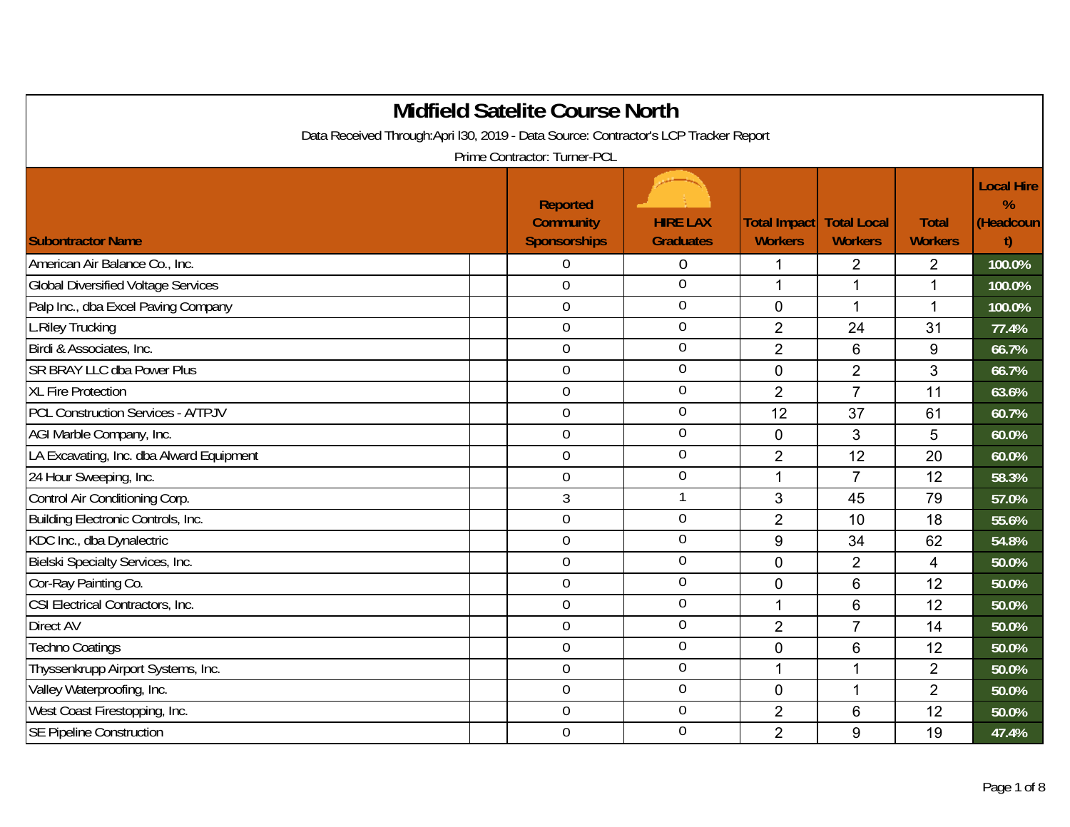# Midfield Satelite Course North

Data Received Through:Apri l30, 2019 - Data Source: Contractor's LCP Tracker Report

Prime Contractor: Turner-PCL

| Subontractor Name | Reported Community Sponsorships | HIRE LAX Graduates | Total Impact Workers | Total Local Workers | Total Workers | Local Hire % (Headcount) |
|---|---|---|---|---|---|---|
| American Air Balance Co., Inc. | 0 | 0 | 1 | 2 | 2 | 100.0% |
| Global Diversified Voltage Services | 0 | 0 | 1 | 1 | 1 | 100.0% |
| Palp Inc., dba Excel Paving Company | 0 | 0 | 0 | 1 | 1 | 100.0% |
| L.Riley Trucking | 0 | 0 | 2 | 24 | 31 | 77.4% |
| Birdi & Associates, Inc. | 0 | 0 | 2 | 6 | 9 | 66.7% |
| SR BRAY LLC dba Power Plus | 0 | 0 | 0 | 2 | 3 | 66.7% |
| XL Fire Protection | 0 | 0 | 2 | 7 | 11 | 63.6% |
| PCL Construction Services - A/TPJV | 0 | 0 | 12 | 37 | 61 | 60.7% |
| AGI Marble Company, Inc. | 0 | 0 | 0 | 3 | 5 | 60.0% |
| LA Excavating, Inc. dba Alward Equipment | 0 | 0 | 2 | 12 | 20 | 60.0% |
| 24 Hour Sweeping, Inc. | 0 | 0 | 1 | 7 | 12 | 58.3% |
| Control Air Conditioning Corp. | 3 | 1 | 3 | 45 | 79 | 57.0% |
| Building Electronic Controls, Inc. | 0 | 0 | 2 | 10 | 18 | 55.6% |
| KDC Inc., dba Dynalectric | 0 | 0 | 9 | 34 | 62 | 54.8% |
| Bielski Specialty Services, Inc. | 0 | 0 | 0 | 2 | 4 | 50.0% |
| Cor-Ray Painting Co. | 0 | 0 | 0 | 6 | 12 | 50.0% |
| CSI Electrical Contractors, Inc. | 0 | 0 | 1 | 6 | 12 | 50.0% |
| Direct AV | 0 | 0 | 2 | 7 | 14 | 50.0% |
| Techno Coatings | 0 | 0 | 0 | 6 | 12 | 50.0% |
| Thyssenkrupp Airport Systems, Inc. | 0 | 0 | 1 | 1 | 2 | 50.0% |
| Valley Waterproofing, Inc. | 0 | 0 | 0 | 1 | 2 | 50.0% |
| West Coast Firestopping, Inc. | 0 | 0 | 2 | 6 | 12 | 50.0% |
| SE Pipeline Construction | 0 | 0 | 2 | 9 | 19 | 47.4% |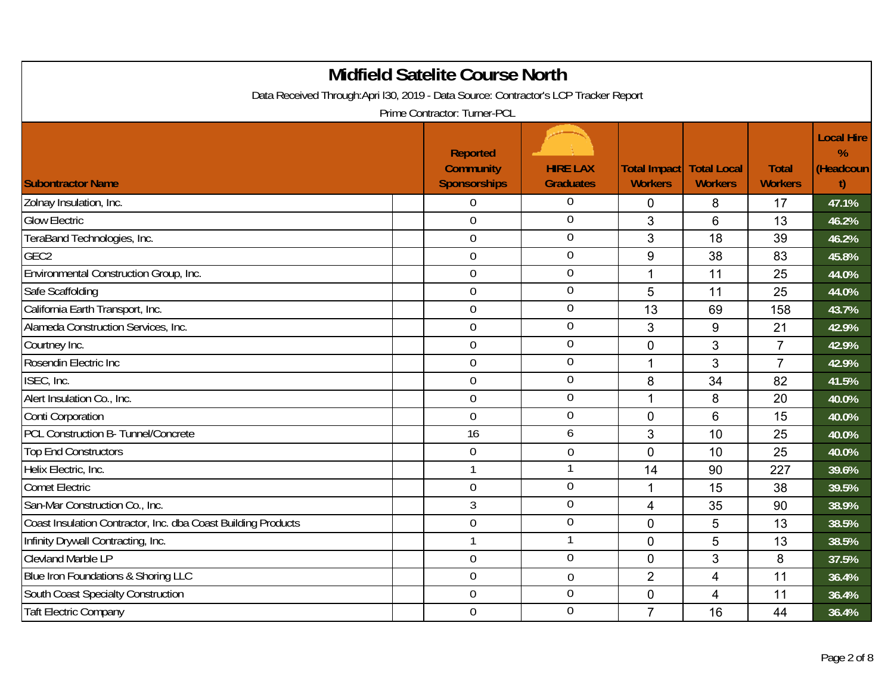# Midfield Satelite Course North

Data Received Through:Apri l30, 2019 - Data Source: Contractor's LCP Tracker Report

Prime Contractor: Turner-PCL

| Subontractor Name | Reported Community Sponsorships | HIRE LAX Graduates | Total Impact Workers | Total Local Workers | Total Workers | Local Hire % (Headcount) |
|---|---|---|---|---|---|---|
| Zolnay Insulation, Inc. | 0 | 0 | 0 | 8 | 17 | 47.1% |
| Glow Electric | 0 | 0 | 3 | 6 | 13 | 46.2% |
| TeraBand Technologies, Inc. | 0 | 0 | 3 | 18 | 39 | 46.2% |
| GEC2 | 0 | 0 | 9 | 38 | 83 | 45.8% |
| Environmental Construction Group, Inc. | 0 | 0 | 1 | 11 | 25 | 44.0% |
| Safe Scaffolding | 0 | 0 | 5 | 11 | 25 | 44.0% |
| California Earth Transport, Inc. | 0 | 0 | 13 | 69 | 158 | 43.7% |
| Alameda Construction Services, Inc. | 0 | 0 | 3 | 9 | 21 | 42.9% |
| Courtney Inc. | 0 | 0 | 0 | 3 | 7 | 42.9% |
| Rosendin Electric Inc | 0 | 0 | 1 | 3 | 7 | 42.9% |
| ISEC, Inc. | 0 | 0 | 8 | 34 | 82 | 41.5% |
| Alert Insulation Co., Inc. | 0 | 0 | 1 | 8 | 20 | 40.0% |
| Conti Corporation | 0 | 0 | 0 | 6 | 15 | 40.0% |
| PCL Construction B- Tunnel/Concrete | 16 | 6 | 3 | 10 | 25 | 40.0% |
| Top End Constructors | 0 | 0 | 0 | 10 | 25 | 40.0% |
| Helix Electric, Inc. | 1 | 1 | 14 | 90 | 227 | 39.6% |
| Comet Electric | 0 | 0 | 1 | 15 | 38 | 39.5% |
| San-Mar Construction Co., Inc. | 3 | 0 | 4 | 35 | 90 | 38.9% |
| Coast Insulation Contractor, Inc. dba Coast Building Products | 0 | 0 | 0 | 5 | 13 | 38.5% |
| Infinity Drywall Contracting, Inc. | 1 | 1 | 0 | 5 | 13 | 38.5% |
| Clevland Marble LP | 0 | 0 | 0 | 3 | 8 | 37.5% |
| Blue Iron Foundations & Shoring LLC | 0 | 0 | 2 | 4 | 11 | 36.4% |
| South Coast Specialty Construction | 0 | 0 | 0 | 4 | 11 | 36.4% |
| Taft Electric Company | 0 | 0 | 7 | 16 | 44 | 36.4% |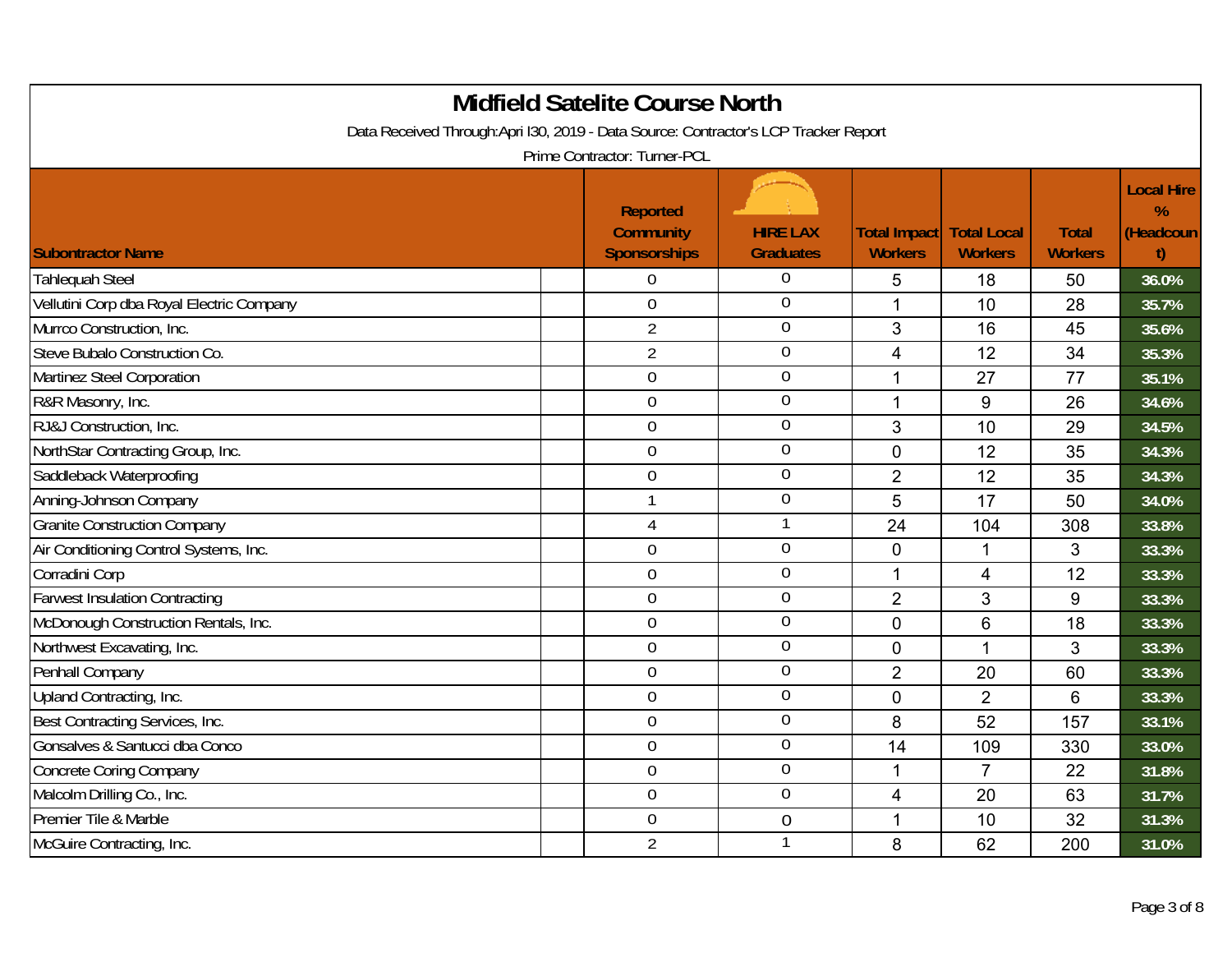# Midfield Satelite Course North

Data Received Through:Apri l30, 2019 - Data Source: Contractor's LCP Tracker Report

Prime Contractor: Turner-PCL

| Subontractor Name | Reported Community Sponsorships | HIRE LAX Graduates | Total Impact Workers | Total Local Workers | Total Workers | Local Hire % (Headcount) |
|---|---|---|---|---|---|---|
| Tahlequah Steel | 0 | 0 | 5 | 18 | 50 | 36.0% |
| Vellutini Corp dba Royal Electric Company | 0 | 0 | 1 | 10 | 28 | 35.7% |
| Murrco Construction, Inc. | 2 | 0 | 3 | 16 | 45 | 35.6% |
| Steve Bubalo Construction Co. | 2 | 0 | 4 | 12 | 34 | 35.3% |
| Martinez Steel Corporation | 0 | 0 | 1 | 27 | 77 | 35.1% |
| R&R Masonry, Inc. | 0 | 0 | 1 | 9 | 26 | 34.6% |
| RJ&J Construction, Inc. | 0 | 0 | 3 | 10 | 29 | 34.5% |
| NorthStar Contracting Group, Inc. | 0 | 0 | 0 | 12 | 35 | 34.3% |
| Saddleback Waterproofing | 0 | 0 | 2 | 12 | 35 | 34.3% |
| Anning-Johnson Company | 1 | 0 | 5 | 17 | 50 | 34.0% |
| Granite Construction Company | 4 | 1 | 24 | 104 | 308 | 33.8% |
| Air Conditioning Control Systems, Inc. | 0 | 0 | 0 | 1 | 3 | 33.3% |
| Corradini Corp | 0 | 0 | 1 | 4 | 12 | 33.3% |
| Farwest Insulation Contracting | 0 | 0 | 2 | 3 | 9 | 33.3% |
| McDonough Construction Rentals, Inc. | 0 | 0 | 0 | 6 | 18 | 33.3% |
| Northwest Excavating, Inc. | 0 | 0 | 0 | 1 | 3 | 33.3% |
| Penhall Company | 0 | 0 | 2 | 20 | 60 | 33.3% |
| Upland Contracting, Inc. | 0 | 0 | 0 | 2 | 6 | 33.3% |
| Best Contracting Services, Inc. | 0 | 0 | 8 | 52 | 157 | 33.1% |
| Gonsalves & Santucci dba Conco | 0 | 0 | 14 | 109 | 330 | 33.0% |
| Concrete Coring Company | 0 | 0 | 1 | 7 | 22 | 31.8% |
| Malcolm Drilling Co., Inc. | 0 | 0 | 4 | 20 | 63 | 31.7% |
| Premier Tile & Marble | 0 | 0 | 1 | 10 | 32 | 31.3% |
| McGuire Contracting, Inc. | 2 | 1 | 8 | 62 | 200 | 31.0% |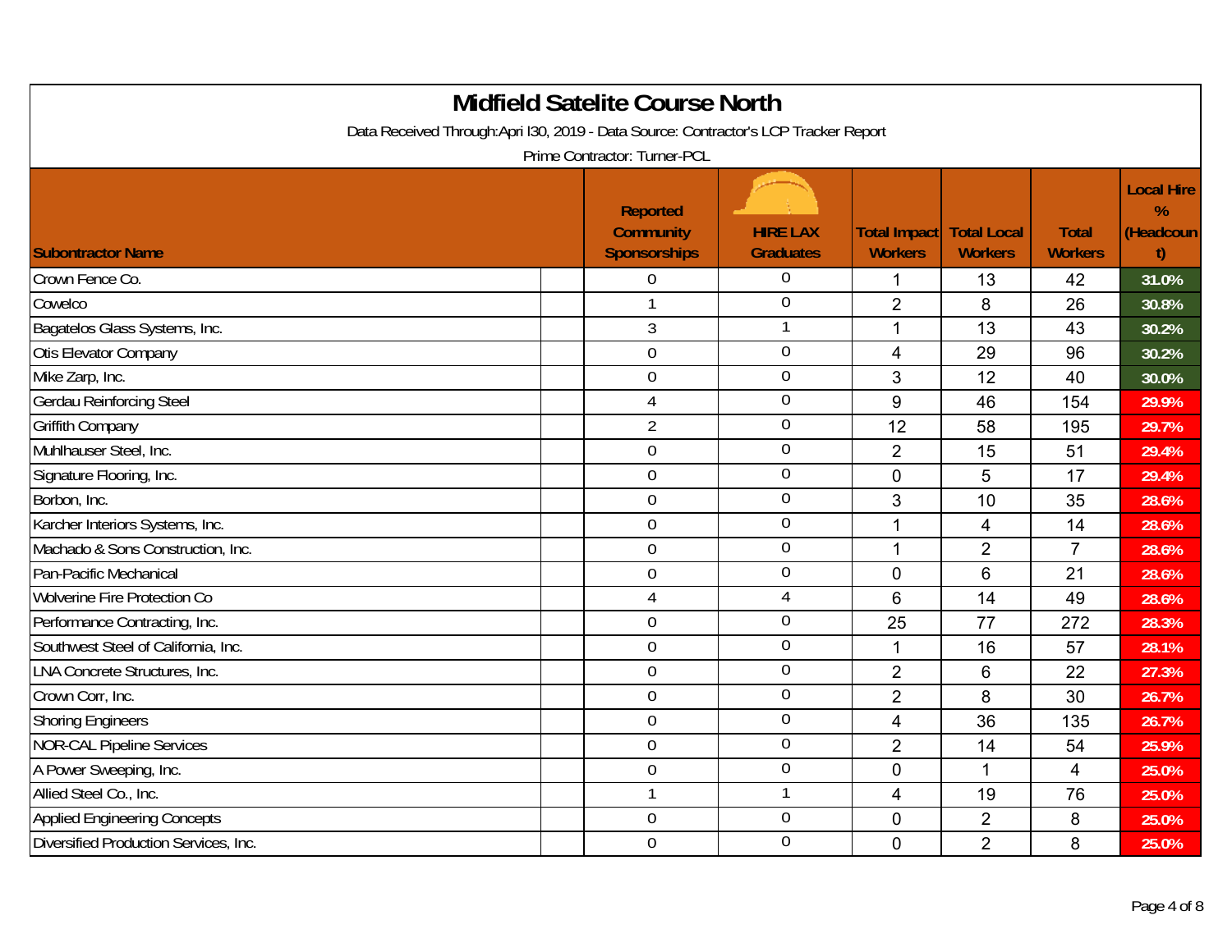# Midfield Satelite Course North

Data Received Through:Apri l30, 2019 - Data Source: Contractor's LCP Tracker Report

Prime Contractor: Turner-PCL

| Subontractor Name | Reported Community Sponsorships | HIRE LAX Graduates | Total Impact Workers | Total Local Workers | Total Workers | Local Hire % (Headcount) |
|---|---|---|---|---|---|---|
| Crown Fence Co. | 0 | 0 | 1 | 13 | 42 | 31.0% |
| Cowelco | 1 | 0 | 2 | 8 | 26 | 30.8% |
| Bagatelos Glass Systems, Inc. | 3 | 1 | 1 | 13 | 43 | 30.2% |
| Otis Elevator Company | 0 | 0 | 4 | 29 | 96 | 30.2% |
| Mike Zarp, Inc. | 0 | 0 | 3 | 12 | 40 | 30.0% |
| Gerdau Reinforcing Steel | 4 | 0 | 9 | 46 | 154 | 29.9% |
| Griffith Company | 2 | 0 | 12 | 58 | 195 | 29.7% |
| Muhlhauser Steel, Inc. | 0 | 0 | 2 | 15 | 51 | 29.4% |
| Signature Flooring, Inc. | 0 | 0 | 0 | 5 | 17 | 29.4% |
| Borbon, Inc. | 0 | 0 | 3 | 10 | 35 | 28.6% |
| Karcher Interiors Systems, Inc. | 0 | 0 | 1 | 4 | 14 | 28.6% |
| Machado & Sons Construction, Inc. | 0 | 0 | 1 | 2 | 7 | 28.6% |
| Pan-Pacific Mechanical | 0 | 0 | 0 | 6 | 21 | 28.6% |
| Wolverine Fire Protection Co | 4 | 4 | 6 | 14 | 49 | 28.6% |
| Performance Contracting, Inc. | 0 | 0 | 25 | 77 | 272 | 28.3% |
| Southwest Steel of California, Inc. | 0 | 0 | 1 | 16 | 57 | 28.1% |
| LNA Concrete Structures, Inc. | 0 | 0 | 2 | 6 | 22 | 27.3% |
| Crown Corr, Inc. | 0 | 0 | 2 | 8 | 30 | 26.7% |
| Shoring Engineers | 0 | 0 | 4 | 36 | 135 | 26.7% |
| NOR-CAL Pipeline Services | 0 | 0 | 2 | 14 | 54 | 25.9% |
| A Power Sweeping, Inc. | 0 | 0 | 0 | 1 | 4 | 25.0% |
| Allied Steel Co., Inc. | 1 | 1 | 4 | 19 | 76 | 25.0% |
| Applied Engineering Concepts | 0 | 0 | 0 | 2 | 8 | 25.0% |
| Diversified Production Services, Inc. | 0 | 0 | 0 | 2 | 8 | 25.0% |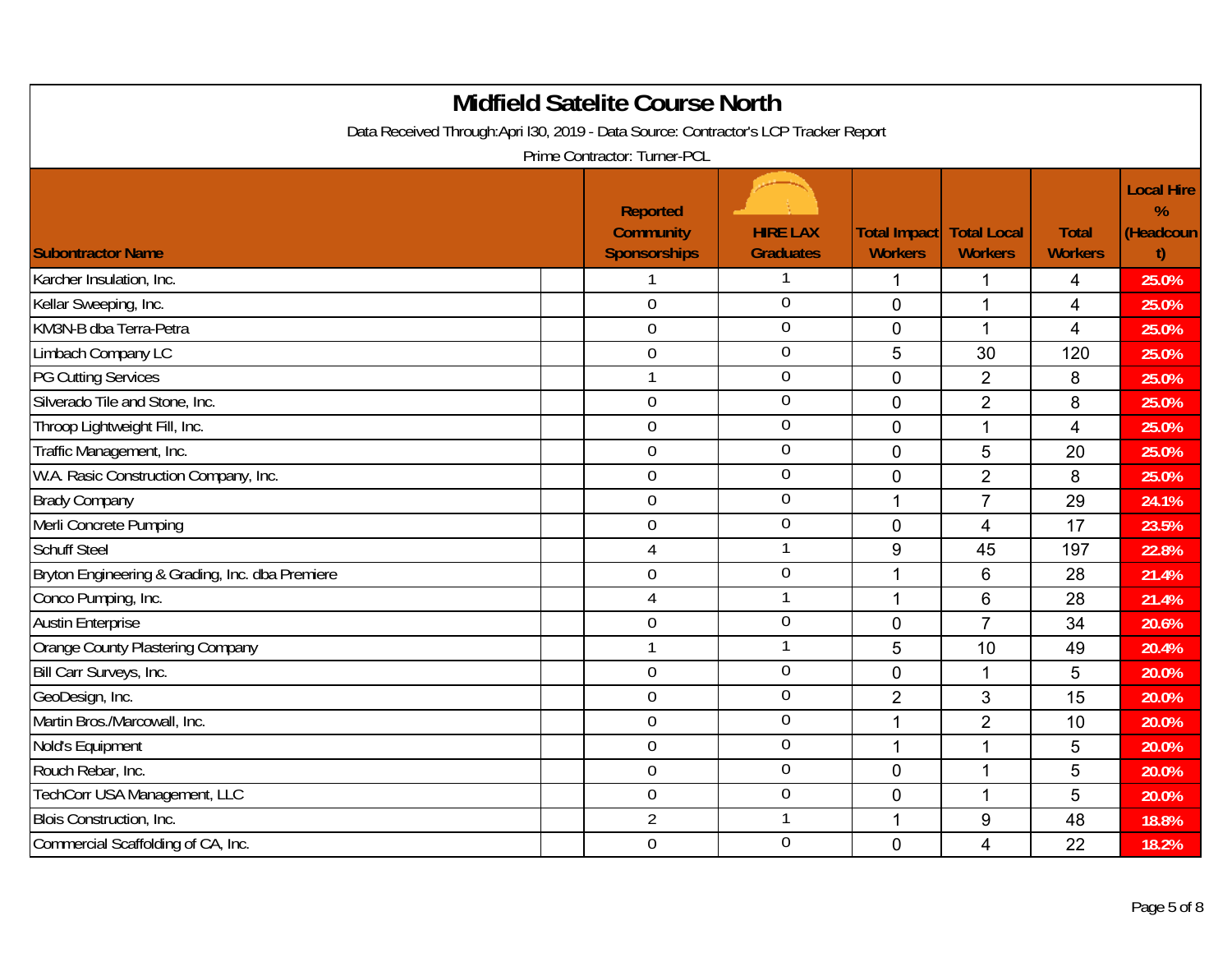# Midfield Satelite Course North

Data Received Through:Apri l30, 2019 - Data Source: Contractor's LCP Tracker Report

Prime Contractor: Turner-PCL

| Subontractor Name | Reported Community Sponsorships | HIRE LAX Graduates | Total Impact Workers | Total Local Workers | Total Workers | Local Hire % (Headcount) |
|---|---|---|---|---|---|---|
| Karcher Insulation, Inc. | 1 | 1 | 1 | 1 | 4 | 25.0% |
| Kellar Sweeping, Inc. | 0 | 0 | 0 | 1 | 4 | 25.0% |
| KM3N-B dba Terra-Petra | 0 | 0 | 0 | 1 | 4 | 25.0% |
| Limbach Company LC | 0 | 0 | 5 | 30 | 120 | 25.0% |
| PG Cutting Services | 1 | 0 | 0 | 2 | 8 | 25.0% |
| Silverado Tile and Stone, Inc. | 0 | 0 | 0 | 2 | 8 | 25.0% |
| Throop Lightweight Fill, Inc. | 0 | 0 | 0 | 1 | 4 | 25.0% |
| Traffic Management, Inc. | 0 | 0 | 0 | 5 | 20 | 25.0% |
| W.A. Rasic Construction Company, Inc. | 0 | 0 | 0 | 2 | 8 | 25.0% |
| Brady Company | 0 | 0 | 1 | 7 | 29 | 24.1% |
| Merli Concrete Pumping | 0 | 0 | 0 | 4 | 17 | 23.5% |
| Schuff Steel | 4 | 1 | 9 | 45 | 197 | 22.8% |
| Bryton Engineering & Grading, Inc. dba Premiere | 0 | 0 | 1 | 6 | 28 | 21.4% |
| Conco Pumping, Inc. | 4 | 1 | 1 | 6 | 28 | 21.4% |
| Austin Enterprise | 0 | 0 | 0 | 7 | 34 | 20.6% |
| Orange County Plastering Company | 1 | 1 | 5 | 10 | 49 | 20.4% |
| Bill Carr Surveys, Inc. | 0 | 0 | 0 | 1 | 5 | 20.0% |
| GeoDesign, Inc. | 0 | 0 | 2 | 3 | 15 | 20.0% |
| Martin Bros./Marcowall, Inc. | 0 | 0 | 1 | 2 | 10 | 20.0% |
| Nold's Equipment | 0 | 0 | 1 | 1 | 5 | 20.0% |
| Rouch Rebar, Inc. | 0 | 0 | 0 | 1 | 5 | 20.0% |
| TechCorr USA Management, LLC | 0 | 0 | 0 | 1 | 5 | 20.0% |
| Blois Construction, Inc. | 2 | 1 | 1 | 9 | 48 | 18.8% |
| Commercial Scaffolding of CA, Inc. | 0 | 0 | 0 | 4 | 22 | 18.2% |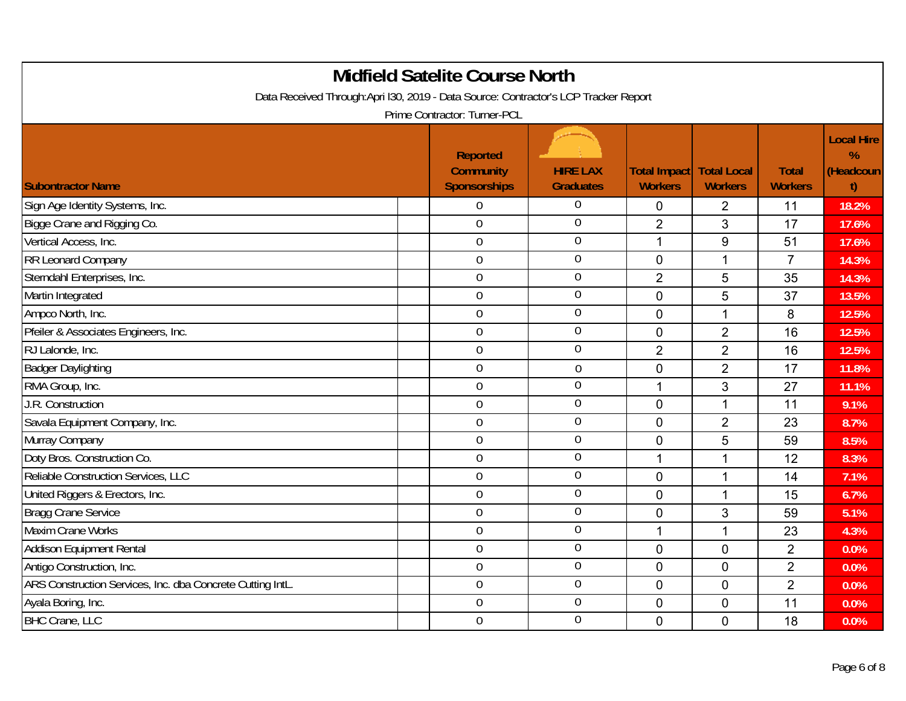# Midfield Satelite Course North

Data Received Through:Apri l30, 2019 - Data Source: Contractor's LCP Tracker Report

Prime Contractor: Turner-PCL

| Subontractor Name | Reported Community Sponsorships | HIRE LAX Graduates | Total Impact Workers | Total Local Workers | Total Workers | Local Hire % (Headcount) |
|---|---|---|---|---|---|---|
| Sign Age Identity Systems, Inc. | 0 | 0 | 0 | 2 | 11 | 18.2% |
| Bigge Crane and Rigging Co. | 0 | 0 | 2 | 3 | 17 | 17.6% |
| Vertical Access, Inc. | 0 | 0 | 1 | 9 | 51 | 17.6% |
| RR Leonard Company | 0 | 0 | 0 | 1 | 7 | 14.3% |
| Sterndahl Enterprises, Inc. | 0 | 0 | 2 | 5 | 35 | 14.3% |
| Martin Integrated | 0 | 0 | 0 | 5 | 37 | 13.5% |
| Ampco North, Inc. | 0 | 0 | 0 | 1 | 8 | 12.5% |
| Pfeiler & Associates Engineers, Inc. | 0 | 0 | 0 | 2 | 16 | 12.5% |
| RJ Lalonde, Inc. | 0 | 0 | 2 | 2 | 16 | 12.5% |
| Badger Daylighting | 0 | 0 | 0 | 2 | 17 | 11.8% |
| RMA Group, Inc. | 0 | 0 | 1 | 3 | 27 | 11.1% |
| J.R. Construction | 0 | 0 | 0 | 1 | 11 | 9.1% |
| Savala Equipment Company, Inc. | 0 | 0 | 0 | 2 | 23 | 8.7% |
| Murray Company | 0 | 0 | 0 | 5 | 59 | 8.5% |
| Doty Bros. Construction Co. | 0 | 0 | 1 | 1 | 12 | 8.3% |
| Reliable Construction Services, LLC | 0 | 0 | 0 | 1 | 14 | 7.1% |
| United Riggers & Erectors, Inc. | 0 | 0 | 0 | 1 | 15 | 6.7% |
| Bragg Crane Service | 0 | 0 | 0 | 3 | 59 | 5.1% |
| Maxim Crane Works | 0 | 0 | 1 | 1 | 23 | 4.3% |
| Addison Equipment Rental | 0 | 0 | 0 | 0 | 2 | 0.0% |
| Antigo Construction, Inc. | 0 | 0 | 0 | 0 | 2 | 0.0% |
| ARS Construction Services, Inc. dba Concrete Cutting IntL. | 0 | 0 | 0 | 0 | 2 | 0.0% |
| Ayala Boring, Inc. | 0 | 0 | 0 | 0 | 11 | 0.0% |
| BHC Crane, LLC | 0 | 0 | 0 | 0 | 18 | 0.0% |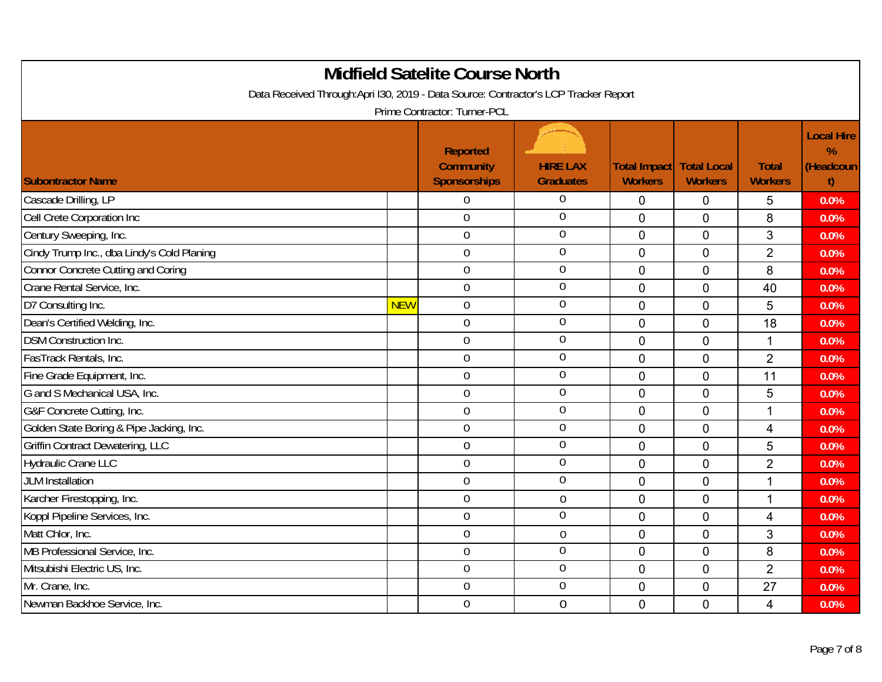# Midfield Satelite Course North

Data Received Through:Apri l30, 2019 - Data Source: Contractor's LCP Tracker Report

Prime Contractor: Turner-PCL

| Subontractor Name | | Reported Community Sponsorships | HIRE LAX Graduates | Total Impact Workers | Total Local Workers | Total Workers | Local Hire % (Headcount) |
|---|---|---|---|---|---|---|---|
| Cascade Drilling, LP | | 0 | 0 | 0 | 0 | 5 | 0.0% |
| Cell Crete Corporation Inc | | 0 | 0 | 0 | 0 | 8 | 0.0% |
| Century Sweeping, Inc. | | 0 | 0 | 0 | 0 | 3 | 0.0% |
| Cindy Trump Inc., dba Lindy's Cold Planing | | 0 | 0 | 0 | 0 | 2 | 0.0% |
| Connor Concrete Cutting and Coring | | 0 | 0 | 0 | 0 | 8 | 0.0% |
| Crane Rental Service, Inc. | | 0 | 0 | 0 | 0 | 40 | 0.0% |
| D7 Consulting Inc. | NEW | 0 | 0 | 0 | 0 | 5 | 0.0% |
| Dean's Certified Welding, Inc. | | 0 | 0 | 0 | 0 | 18 | 0.0% |
| DSM Construction Inc. | | 0 | 0 | 0 | 0 | 1 | 0.0% |
| FasTrack Rentals, Inc. | | 0 | 0 | 0 | 0 | 2 | 0.0% |
| Fine Grade Equipment, Inc. | | 0 | 0 | 0 | 0 | 11 | 0.0% |
| G and S Mechanical USA, Inc. | | 0 | 0 | 0 | 0 | 5 | 0.0% |
| G&F Concrete Cutting, Inc. | | 0 | 0 | 0 | 0 | 1 | 0.0% |
| Golden State Boring & Pipe Jacking, Inc. | | 0 | 0 | 0 | 0 | 4 | 0.0% |
| Griffin Contract Dewatering, LLC | | 0 | 0 | 0 | 0 | 5 | 0.0% |
| Hydraulic Crane LLC | | 0 | 0 | 0 | 0 | 2 | 0.0% |
| JLM Installation | | 0 | 0 | 0 | 0 | 1 | 0.0% |
| Karcher Firestopping, Inc. | | 0 | 0 | 0 | 0 | 1 | 0.0% |
| Koppl Pipeline Services, Inc. | | 0 | 0 | 0 | 0 | 4 | 0.0% |
| Matt Chlor, Inc. | | 0 | 0 | 0 | 0 | 3 | 0.0% |
| MB Professional Service, Inc. | | 0 | 0 | 0 | 0 | 8 | 0.0% |
| Mitsubishi Electric US, Inc. | | 0 | 0 | 0 | 0 | 2 | 0.0% |
| Mr. Crane, Inc. | | 0 | 0 | 0 | 0 | 27 | 0.0% |
| Newman Backhoe Service, Inc. | | 0 | 0 | 0 | 0 | 4 | 0.0% |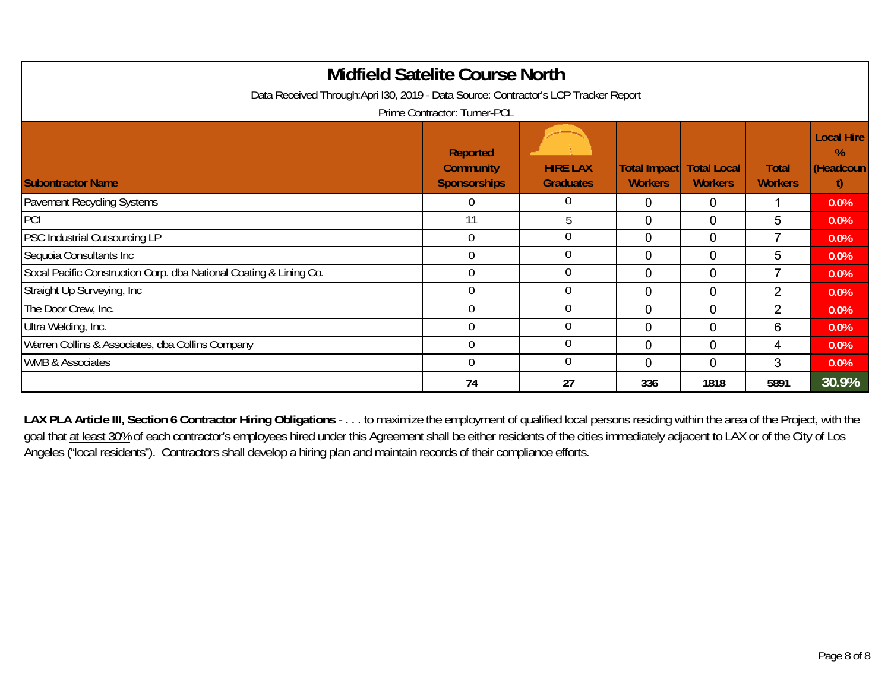# Midfield Satelite Course North

Data Received Through:Apri l30, 2019 - Data Source: Contractor's LCP Tracker Report

Prime Contractor: Turner-PCL

| Subontractor Name | | Reported Community Sponsorships | HIRE LAX Graduates | Total Impact Workers | Total Local Workers | Total Workers | Local Hire % (Headcount) |
|---|---|---|---|---|---|---|---|
| Pavement Recycling Systems | | 0 | 0 | 0 | 0 | 1 | 0.0% |
| PCI | | 11 | 5 | 0 | 0 | 5 | 0.0% |
| PSC Industrial Outsourcing LP | | 0 | 0 | 0 | 0 | 7 | 0.0% |
| Sequoia Consultants Inc | | 0 | 0 | 0 | 0 | 5 | 0.0% |
| Socal Pacific Construction Corp. dba National Coating & Lining Co. | | 0 | 0 | 0 | 0 | 7 | 0.0% |
| Straight Up Surveying, Inc | | 0 | 0 | 0 | 0 | 2 | 0.0% |
| The Door Crew, Inc. | | 0 | 0 | 0 | 0 | 2 | 0.0% |
| Ultra Welding, Inc. | | 0 | 0 | 0 | 0 | 6 | 0.0% |
| Warren Collins & Associates, dba Collins Company | | 0 | 0 | 0 | 0 | 4 | 0.0% |
| WMB & Associates | | 0 | 0 | 0 | 0 | 3 | 0.0% |
| | | **74** | **27** | **336** | **1818** | **5891** | **30.9%** |

**LAX PLA Article III, Section 6 Contractor Hiring Obligations** - . . . to maximize the employment of qualified local persons residing within the area of the Project, with the goal that at least 30% of each contractor's employees hired under this Agreement shall be either residents of the cities immediately adjacent to LAX or of the City of Los Angeles ("local residents"). Contractors shall develop a hiring plan and maintain records of their compliance efforts.